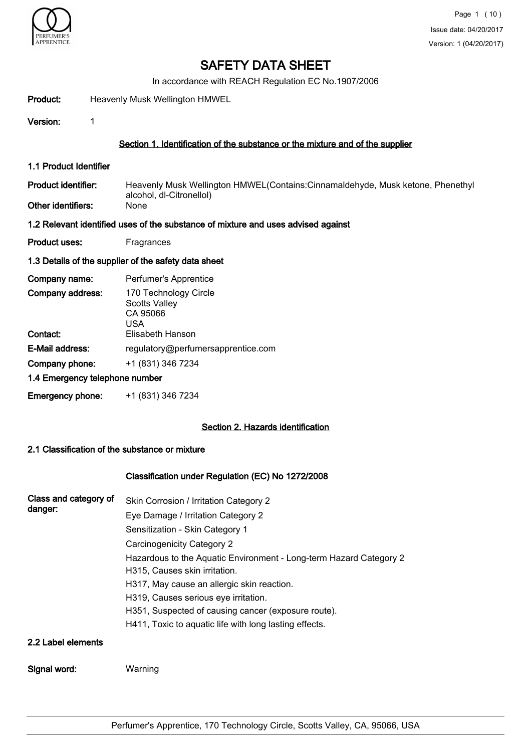# SAFETY DATA SHEET

In accordance with REACH Regulation EC No.1907/2006

**Product:** Heavenly Musk Wellington HMWEL

**Version:** 1

## Section 1. Identification of the substance or the mixture and of the supplier

### 1.1 Product Identifier

**Product identifier:** Heavenly Musk Wellington HMWEL(Contains:Cinnamaldehyde, Musk ketone, Phenethyl alcohol, dl-Citronellol)

**Other identifiers:** None

### 1.2 Relevant identified uses of the substance of mixture and uses advised against

**Product uses:** Fragrances

### 1.3 Details of the supplier of the safety data sheet

**Company name:** Perfumer's Apprentice

**Company address:** 170 Technology Circle
Scotts Valley
CA 95066
USA

**Contact:** Elisabeth Hanson

**E-Mail address:** regulatory@perfumersapprentice.com

**Company phone:** +1 (831) 346 7234

### 1.4 Emergency telephone number

**Emergency phone:** +1 (831) 346 7234

## Section 2. Hazards identification

### 2.1 Classification of the substance or mixture

**Classification under Regulation (EC) No 1272/2008**

**Class and category of danger:**

Skin Corrosion / Irritation Category 2

Eye Damage / Irritation Category 2

Sensitization - Skin Category 1

Carcinogenicity Category 2

Hazardous to the Aquatic Environment - Long-term Hazard Category 2

H315, Causes skin irritation.

H317, May cause an allergic skin reaction.

H319, Causes serious eye irritation.

H351, Suspected of causing cancer (exposure route).

H411, Toxic to aquatic life with long lasting effects.

### 2.2 Label elements

**Signal word:** Warning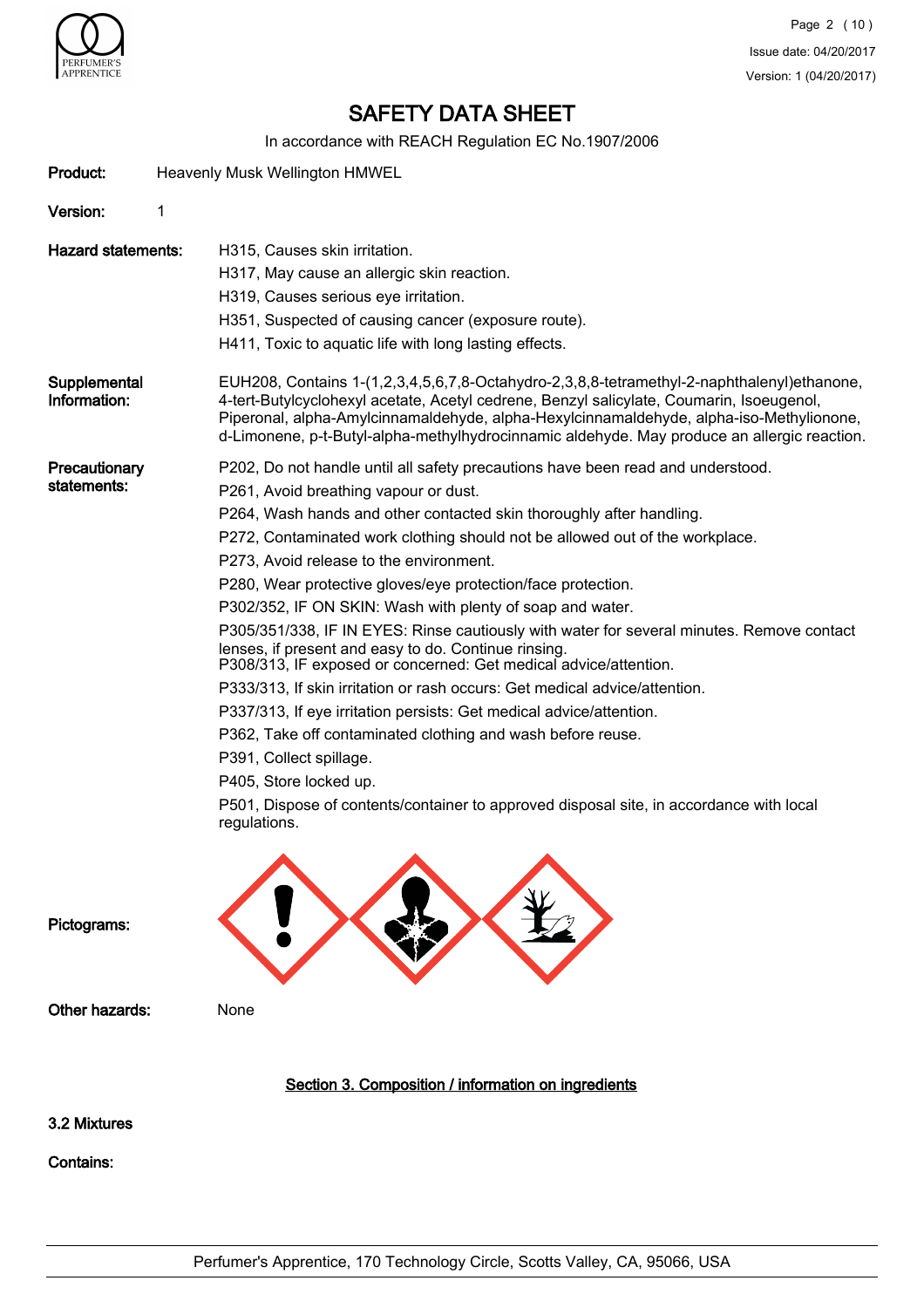# SAFETY DATA SHEET

In accordance with REACH Regulation EC No.1907/2006

**Product:** Heavenly Musk Wellington HMWEL

**Version:** 1

**Hazard statements:**
H315, Causes skin irritation.
H317, May cause an allergic skin reaction.
H319, Causes serious eye irritation.
H351, Suspected of causing cancer (exposure route).
H411, Toxic to aquatic life with long lasting effects.

**Supplemental Information:**
EUH208, Contains 1-(1,2,3,4,5,6,7,8-Octahydro-2,3,8,8-tetramethyl-2-naphthalenyl)ethanone, 4-tert-Butylcyclohexyl acetate, Acetyl cedrene, Benzyl salicylate, Coumarin, Isoeugenol, Piperonal, alpha-Amylcinnamaldehyde, alpha-Hexylcinnamaldehyde, alpha-iso-Methylionone, d-Limonene, p-t-Butyl-alpha-methylhydrocinnamic aldehyde. May produce an allergic reaction.

**Precautionary statements:**
P202, Do not handle until all safety precautions have been read and understood.
P261, Avoid breathing vapour or dust.
P264, Wash hands and other contacted skin thoroughly after handling.
P272, Contaminated work clothing should not be allowed out of the workplace.
P273, Avoid release to the environment.
P280, Wear protective gloves/eye protection/face protection.
P302/352, IF ON SKIN: Wash with plenty of soap and water.
P305/351/338, IF IN EYES: Rinse cautiously with water for several minutes. Remove contact lenses, if present and easy to do. Continue rinsing.
P308/313, IF exposed or concerned: Get medical advice/attention.
P333/313, If skin irritation or rash occurs: Get medical advice/attention.
P337/313, If eye irritation persists: Get medical advice/attention.
P362, Take off contaminated clothing and wash before reuse.
P391, Collect spillage.
P405, Store locked up.
P501, Dispose of contents/container to approved disposal site, in accordance with local regulations.

**Pictograms:**

**Other hazards:** None

## Section 3. Composition / information on ingredients

**3.2 Mixtures**

**Contains:**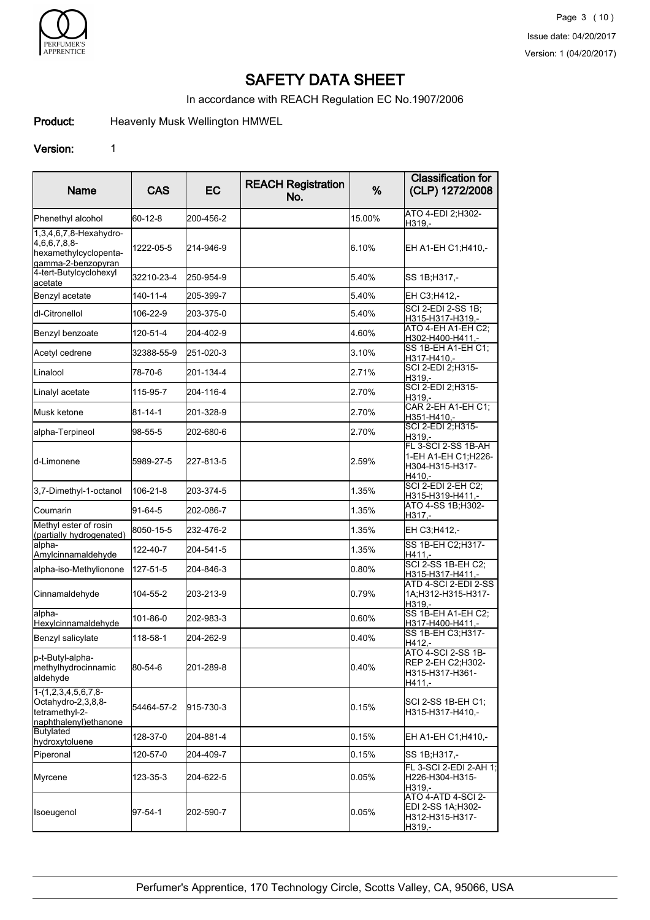# SAFETY DATA SHEET

In accordance with REACH Regulation EC No.1907/2006

**Product:** Heavenly Musk Wellington HMWEL

**Version:** 1

| Name | CAS | EC | REACH Registration No. | % | Classification for (CLP) 1272/2008 |
|---|---|---|---|---|---|
| Phenethyl alcohol | 60-12-8 | 200-456-2 | | 15.00% | ATO 4-EDI 2;H302-H319,- |
| 1,3,4,6,7,8-Hexahydro-4,6,6,7,8,8-hexamethylcyclopenta-gamma-2-benzopyran | 1222-05-5 | 214-946-9 | | 6.10% | EH A1-EH C1;H410,- |
| 4-tert-Butylcyclohexyl acetate | 32210-23-4 | 250-954-9 | | 5.40% | SS 1B;H317,- |
| Benzyl acetate | 140-11-4 | 205-399-7 | | 5.40% | EH C3;H412,- |
| dl-Citronellol | 106-22-9 | 203-375-0 | | 5.40% | SCI 2-EDI 2-SS 1B;H315-H317-H319,- |
| Benzyl benzoate | 120-51-4 | 204-402-9 | | 4.60% | ATO 4-EH A1-EH C2;H302-H400-H411,- |
| Acetyl cedrene | 32388-55-9 | 251-020-3 | | 3.10% | SS 1B-EH A1-EH C1;H317-H410,- |
| Linalool | 78-70-6 | 201-134-4 | | 2.71% | SCI 2-EDI 2;H315-H319,- |
| Linalyl acetate | 115-95-7 | 204-116-4 | | 2.70% | SCI 2-EDI 2;H315-H319,- |
| Musk ketone | 81-14-1 | 201-328-9 | | 2.70% | CAR 2-EH A1-EH C1;H351-H410,- |
| alpha-Terpineol | 98-55-5 | 202-680-6 | | 2.70% | SCI 2-EDI 2;H315-H319,- |
| d-Limonene | 5989-27-5 | 227-813-5 | | 2.59% | FL 3-SCI 2-SS 1B-AH 1-EH A1-EH C1;H226-H304-H315-H317-H410,- |
| 3,7-Dimethyl-1-octanol | 106-21-8 | 203-374-5 | | 1.35% | SCI 2-EDI 2-EH C2;H315-H319-H411,- |
| Coumarin | 91-64-5 | 202-086-7 | | 1.35% | ATO 4-SS 1B;H302-H317,- |
| Methyl ester of rosin (partially hydrogenated) | 8050-15-5 | 232-476-2 | | 1.35% | EH C3;H412,- |
| alpha-Amylcinnamaldehyde | 122-40-7 | 204-541-5 | | 1.35% | SS 1B-EH C2;H317-H411,- |
| alpha-iso-Methylionone | 127-51-5 | 204-846-3 | | 0.80% | SCI 2-SS 1B-EH C2;H315-H317-H411,- |
| Cinnamaldehyde | 104-55-2 | 203-213-9 | | 0.79% | ATD 4-SCI 2-EDI 2-SS 1A;H312-H315-H317-H319,- |
| alpha-Hexylcinnamaldehyde | 101-86-0 | 202-983-3 | | 0.60% | SS 1B-EH A1-EH C2;H317-H400-H411,- |
| Benzyl salicylate | 118-58-1 | 204-262-9 | | 0.40% | SS 1B-EH C3;H317-H412,- |
| p-t-Butyl-alpha-methylhydrocinnamic aldehyde | 80-54-6 | 201-289-8 | | 0.40% | ATO 4-SCI 2-SS 1B-REP 2-EH C2;H302-H315-H317-H361-H411,- |
| 1-(1,2,3,4,5,6,7,8-Octahydro-2,3,8,8-tetramethyl-2-naphthalenyl)ethanone | 54464-57-2 | 915-730-3 | | 0.15% | SCI 2-SS 1B-EH C1;H315-H317-H410,- |
| Butylated hydroxytoluene | 128-37-0 | 204-881-4 | | 0.15% | EH A1-EH C1;H410,- |
| Piperonal | 120-57-0 | 204-409-7 | | 0.15% | SS 1B;H317,- |
| Myrcene | 123-35-3 | 204-622-5 | | 0.05% | FL 3-SCI 2-EDI 2-AH 1;H226-H304-H315-H319,- |
| Isoeugenol | 97-54-1 | 202-590-7 | | 0.05% | ATO 4-ATD 4-SCI 2-EDI 2-SS 1A;H302-H312-H315-H317-H319,- |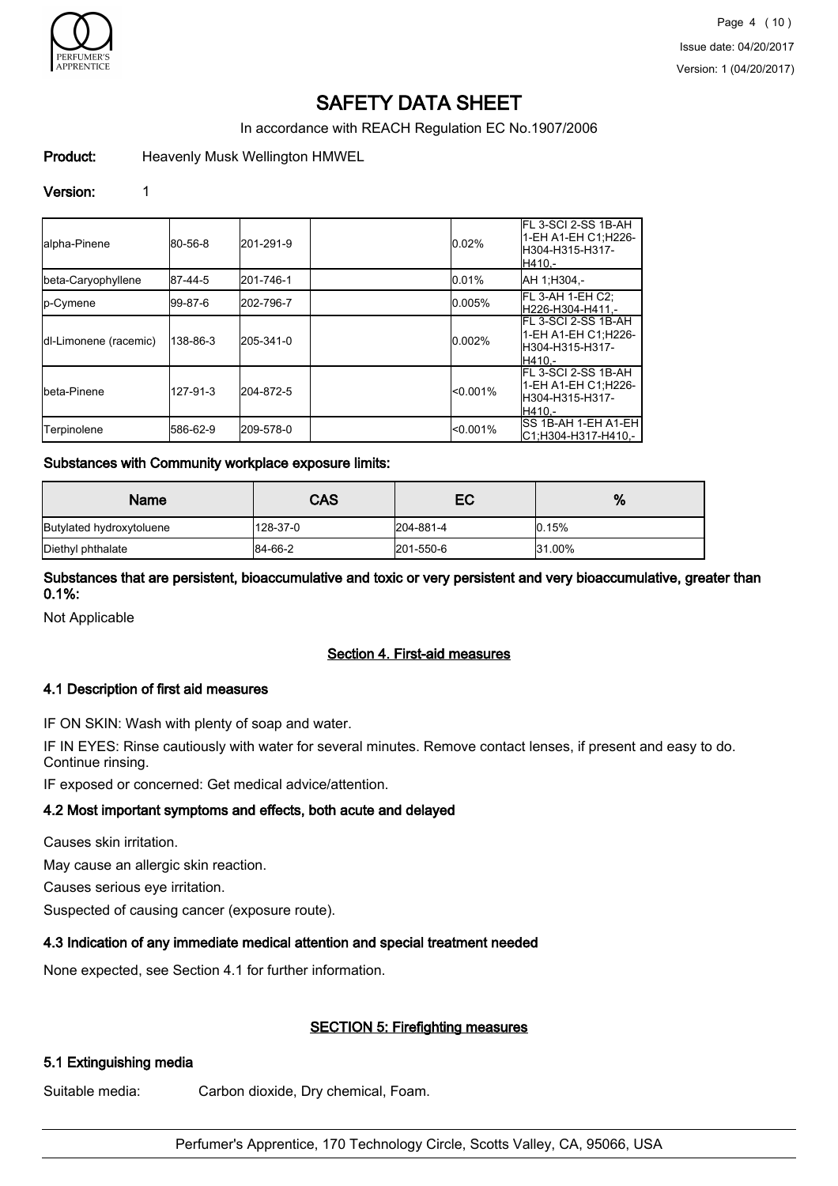| | | | | | |
|---|---|---|---|---|---|
| alpha-Pinene | 80-56-8 | 201-291-9 | | 0.02% | FL 3-SCI 2-SS 1B-AH 1-EH A1-EH C1;H226-H304-H315-H317-H410,- |
| beta-Caryophyllene | 87-44-5 | 201-746-1 | | 0.01% | AH 1;H304,- |
| p-Cymene | 99-87-6 | 202-796-7 | | 0.005% | FL 3-AH 1-EH C2;H226-H304-H411,- |
| dl-Limonene (racemic) | 138-86-3 | 205-341-0 | | 0.002% | FL 3-SCI 2-SS 1B-AH 1-EH A1-EH C1;H226-H304-H315-H317-H410,- |
| beta-Pinene | 127-91-3 | 204-872-5 | | <0.001% | FL 3-SCI 2-SS 1B-AH 1-EH A1-EH C1;H226-H304-H315-H317-H410,- |
| Terpinolene | 586-62-9 | 209-578-0 | | <0.001% | SS 1B-AH 1-EH A1-EH C1;H304-H317-H410,- |

### Substances with Community workplace exposure limits:

| Name | CAS | EC | % |
|---|---|---|---|
| Butylated hydroxytoluene | 128-37-0 | 204-881-4 | 0.15% |
| Diethyl phthalate | 84-66-2 | 201-550-6 | 31.00% |

### Substances that are persistent, bioaccumulative and toxic or very persistent and very bioaccumulative, greater than 0.1%:

Not Applicable

## Section 4. First-aid measures

### 4.1 Description of first aid measures

IF ON SKIN: Wash with plenty of soap and water.

IF IN EYES: Rinse cautiously with water for several minutes. Remove contact lenses, if present and easy to do. Continue rinsing.

IF exposed or concerned: Get medical advice/attention.

### 4.2 Most important symptoms and effects, both acute and delayed

Causes skin irritation.

May cause an allergic skin reaction.

Causes serious eye irritation.

Suspected of causing cancer (exposure route).

### 4.3 Indication of any immediate medical attention and special treatment needed

None expected, see Section 4.1 for further information.

## SECTION 5: Firefighting measures

### 5.1 Extinguishing media

Suitable media: Carbon dioxide, Dry chemical, Foam.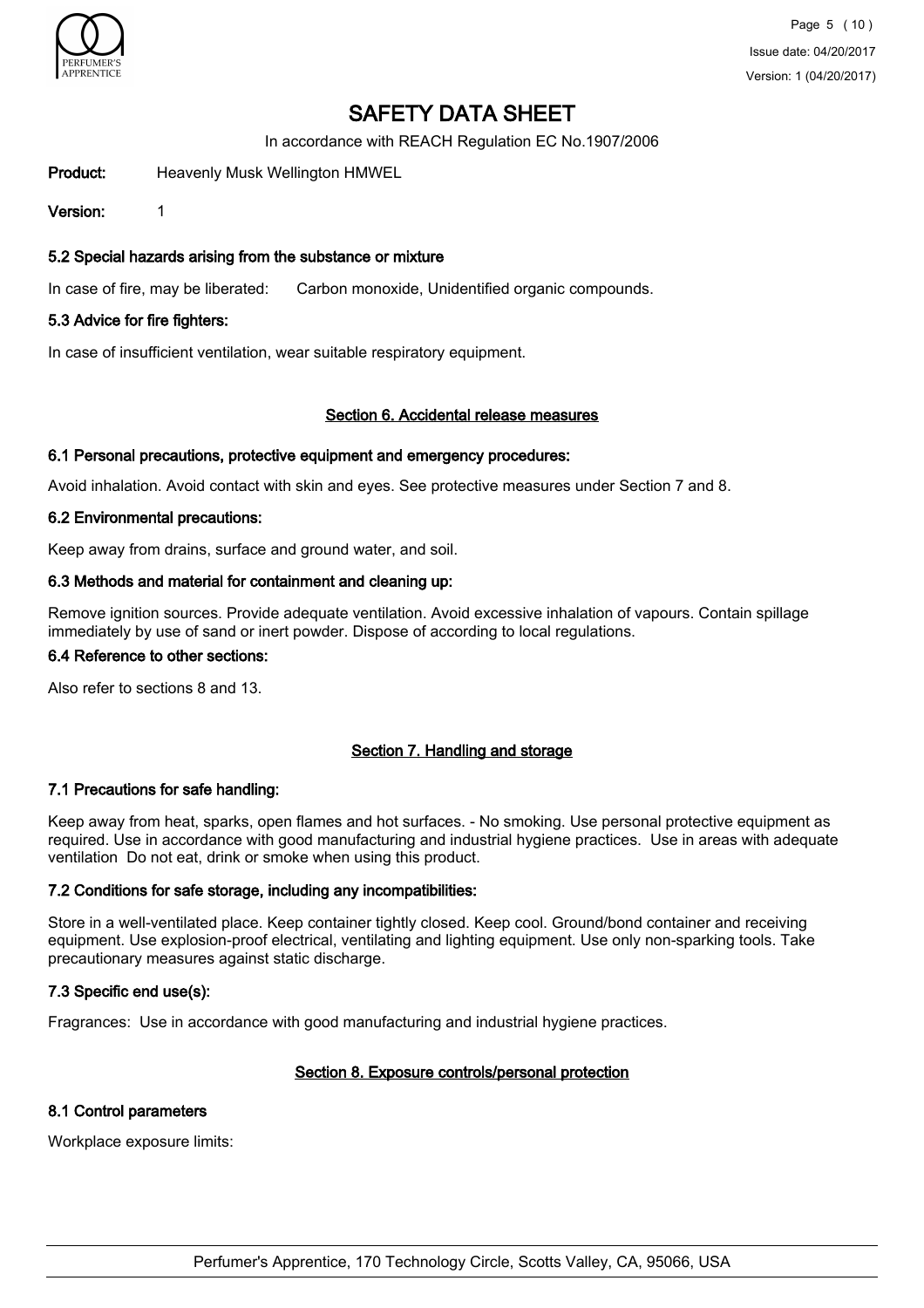# SAFETY DATA SHEET

In accordance with REACH Regulation EC No.1907/2006

**Product:** Heavenly Musk Wellington HMWEL

**Version:** 1

### 5.2 Special hazards arising from the substance or mixture

In case of fire, may be liberated: Carbon monoxide, Unidentified organic compounds.

### 5.3 Advice for fire fighters:

In case of insufficient ventilation, wear suitable respiratory equipment.

## Section 6. Accidental release measures

### 6.1 Personal precautions, protective equipment and emergency procedures:

Avoid inhalation. Avoid contact with skin and eyes. See protective measures under Section 7 and 8.

### 6.2 Environmental precautions:

Keep away from drains, surface and ground water, and soil.

### 6.3 Methods and material for containment and cleaning up:

Remove ignition sources. Provide adequate ventilation. Avoid excessive inhalation of vapours. Contain spillage immediately by use of sand or inert powder. Dispose of according to local regulations.

### 6.4 Reference to other sections:

Also refer to sections 8 and 13.

## Section 7. Handling and storage

### 7.1 Precautions for safe handling:

Keep away from heat, sparks, open flames and hot surfaces. - No smoking. Use personal protective equipment as required. Use in accordance with good manufacturing and industrial hygiene practices. Use in areas with adequate ventilation Do not eat, drink or smoke when using this product.

### 7.2 Conditions for safe storage, including any incompatibilities:

Store in a well-ventilated place. Keep container tightly closed. Keep cool. Ground/bond container and receiving equipment. Use explosion-proof electrical, ventilating and lighting equipment. Use only non-sparking tools. Take precautionary measures against static discharge.

### 7.3 Specific end use(s):

Fragrances: Use in accordance with good manufacturing and industrial hygiene practices.

## Section 8. Exposure controls/personal protection

### 8.1 Control parameters

Workplace exposure limits: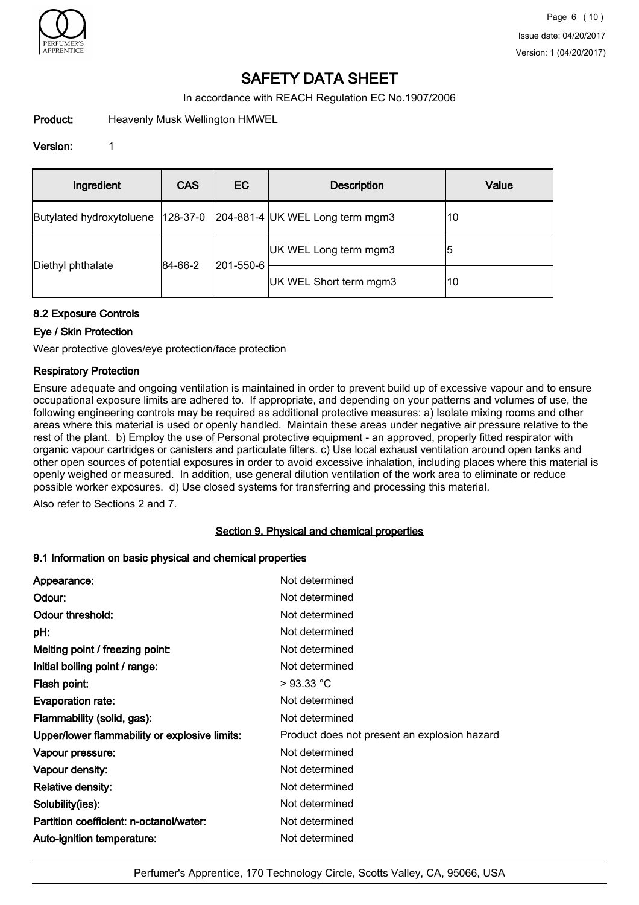# SAFETY DATA SHEET

In accordance with REACH Regulation EC No.1907/2006

**Product:** Heavenly Musk Wellington HMWEL

**Version:** 1

| Ingredient | CAS | EC | Description | Value |
|---|---|---|---|---|
| Butylated hydroxytoluene | 128-37-0 | 204-881-4 | UK WEL Long term mgm3 | 10 |
| Diethyl phthalate | 84-66-2 | 201-550-6 | UK WEL Long term mgm3 | 5 |
| | | | UK WEL Short term mgm3 | 10 |

### 8.2 Exposure Controls

#### Eye / Skin Protection

Wear protective gloves/eye protection/face protection

#### Respiratory Protection

Ensure adequate and ongoing ventilation is maintained in order to prevent build up of excessive vapour and to ensure occupational exposure limits are adhered to. If appropriate, and depending on your patterns and volumes of use, the following engineering controls may be required as additional protective measures: a) Isolate mixing rooms and other areas where this material is used or openly handled. Maintain these areas under negative air pressure relative to the rest of the plant. b) Employ the use of Personal protective equipment - an approved, properly fitted respirator with organic vapour cartridges or canisters and particulate filters. c) Use local exhaust ventilation around open tanks and other open sources of potential exposures in order to avoid excessive inhalation, including places where this material is openly weighed or measured. In addition, use general dilution ventilation of the work area to eliminate or reduce possible worker exposures. d) Use closed systems for transferring and processing this material.

Also refer to Sections 2 and 7.

## Section 9. Physical and chemical properties

### 9.1 Information on basic physical and chemical properties

**Appearance:** Not determined
**Odour:** Not determined
**Odour threshold:** Not determined
**pH:** Not determined
**Melting point / freezing point:** Not determined
**Initial boiling point / range:** Not determined
**Flash point:** > 93.33 °C
**Evaporation rate:** Not determined
**Flammability (solid, gas):** Not determined
**Upper/lower flammability or explosive limits:** Product does not present an explosion hazard
**Vapour pressure:** Not determined
**Vapour density:** Not determined
**Relative density:** Not determined
**Solubility(ies):** Not determined
**Partition coefficient: n-octanol/water:** Not determined
**Auto-ignition temperature:** Not determined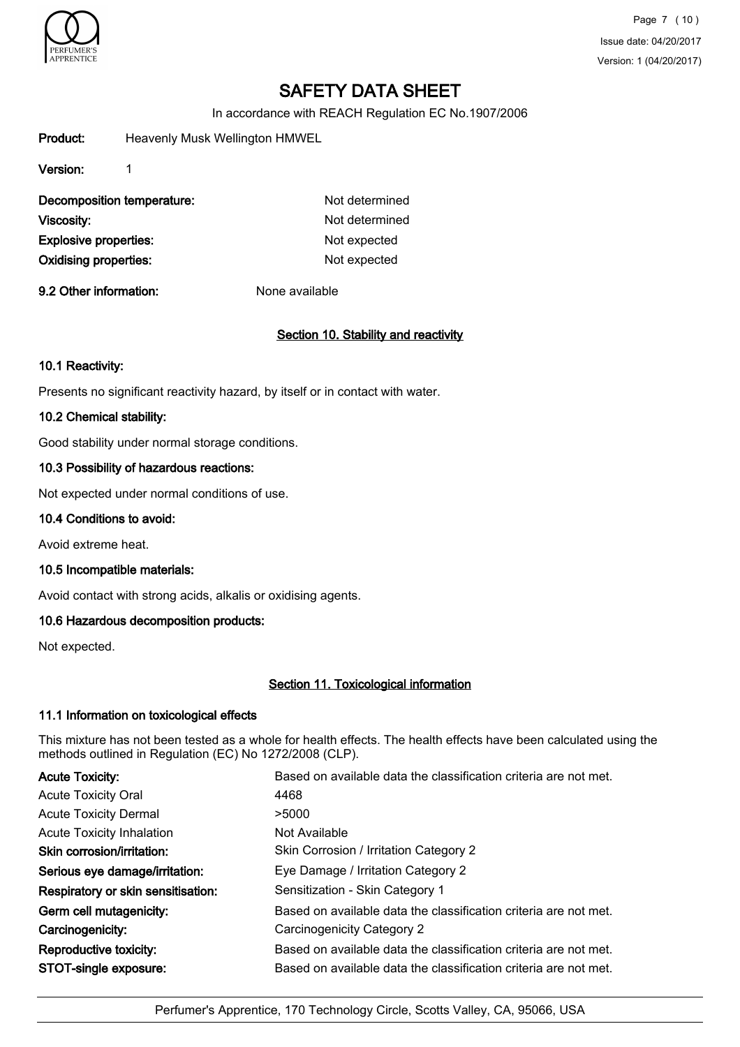# SAFETY DATA SHEET

In accordance with REACH Regulation EC No.1907/2006

**Product:** Heavenly Musk Wellington HMWEL

**Version:** 1

| | |
|---|---|
| **Decomposition temperature:** | Not determined |
| **Viscosity:** | Not determined |
| **Explosive properties:** | Not expected |
| **Oxidising properties:** | Not expected |

**9.2 Other information:** None available

## Section 10. Stability and reactivity

### 10.1 Reactivity:

Presents no significant reactivity hazard, by itself or in contact with water.

### 10.2 Chemical stability:

Good stability under normal storage conditions.

### 10.3 Possibility of hazardous reactions:

Not expected under normal conditions of use.

### 10.4 Conditions to avoid:

Avoid extreme heat.

### 10.5 Incompatible materials:

Avoid contact with strong acids, alkalis or oxidising agents.

### 10.6 Hazardous decomposition products:

Not expected.

## Section 11. Toxicological information

### 11.1 Information on toxicological effects

This mixture has not been tested as a whole for health effects. The health effects have been calculated using the methods outlined in Regulation (EC) No 1272/2008 (CLP).

| | |
|---|---|
| **Acute Toxicity:** | Based on available data the classification criteria are not met. |
| Acute Toxicity Oral | 4468 |
| Acute Toxicity Dermal | >5000 |
| Acute Toxicity Inhalation | Not Available |
| **Skin corrosion/irritation:** | Skin Corrosion / Irritation Category 2 |
| **Serious eye damage/irritation:** | Eye Damage / Irritation Category 2 |
| **Respiratory or skin sensitisation:** | Sensitization - Skin Category 1 |
| **Germ cell mutagenicity:** | Based on available data the classification criteria are not met. |
| **Carcinogenicity:** | Carcinogenicity Category 2 |
| **Reproductive toxicity:** | Based on available data the classification criteria are not met. |
| **STOT-single exposure:** | Based on available data the classification criteria are not met. |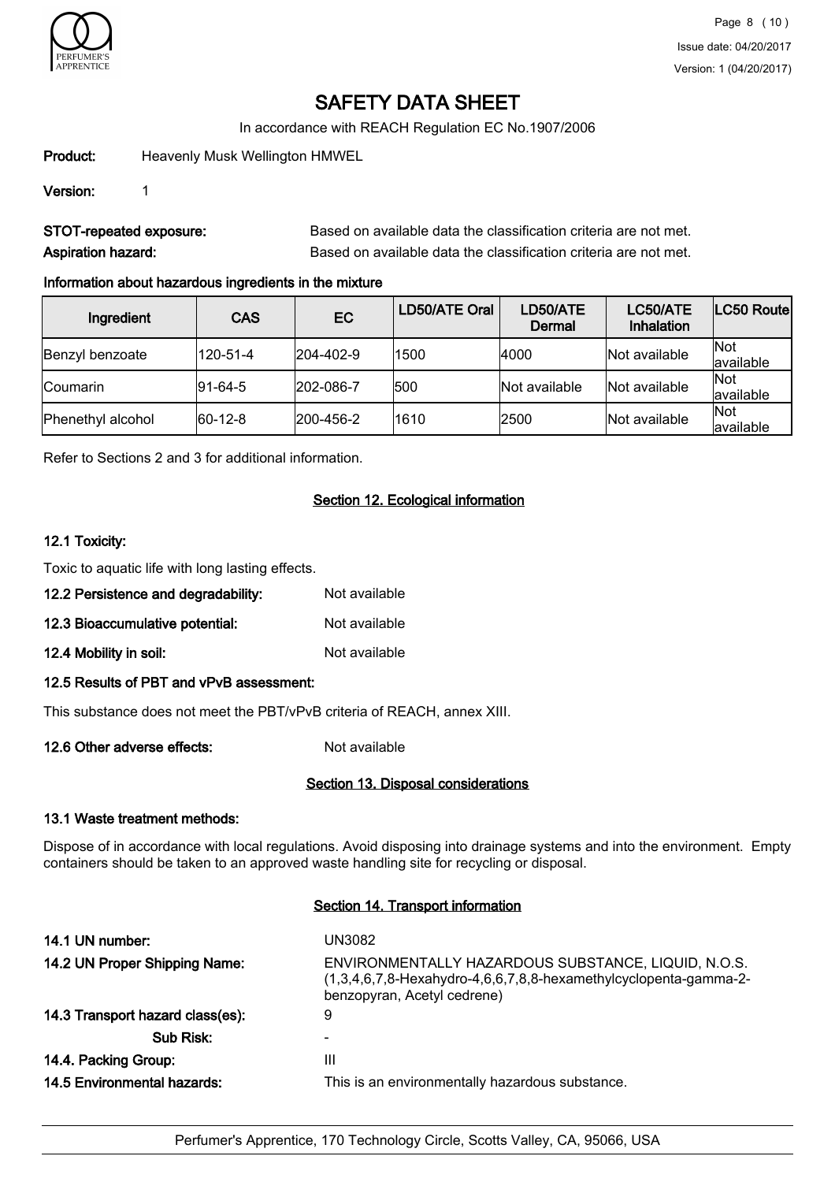# SAFETY DATA SHEET

In accordance with REACH Regulation EC No.1907/2006

**Product:** Heavenly Musk Wellington HMWEL

**Version:** 1

**STOT-repeated exposure:** Based on available data the classification criteria are not met.

**Aspiration hazard:** Based on available data the classification criteria are not met.

### Information about hazardous ingredients in the mixture

| Ingredient | CAS | EC | LD50/ATE Oral | LD50/ATE Dermal | LC50/ATE Inhalation | LC50 Route |
|---|---|---|---|---|---|---|
| Benzyl benzoate | 120-51-4 | 204-402-9 | 1500 | 4000 | Not available | Not available |
| Coumarin | 91-64-5 | 202-086-7 | 500 | Not available | Not available | Not available |
| Phenethyl alcohol | 60-12-8 | 200-456-2 | 1610 | 2500 | Not available | Not available |

Refer to Sections 2 and 3 for additional information.

## Section 12. Ecological information

### 12.1 Toxicity:

Toxic to aquatic life with long lasting effects.

**12.2 Persistence and degradability:** Not available

**12.3 Bioaccumulative potential:** Not available

**12.4 Mobility in soil:** Not available

### 12.5 Results of PBT and vPvB assessment:

This substance does not meet the PBT/vPvB criteria of REACH, annex XIII.

**12.6 Other adverse effects:** Not available

## Section 13. Disposal considerations

### 13.1 Waste treatment methods:

Dispose of in accordance with local regulations. Avoid disposing into drainage systems and into the environment. Empty containers should be taken to an approved waste handling site for recycling or disposal.

## Section 14. Transport information

**14.1 UN number:** UN3082

**14.2 UN Proper Shipping Name:** ENVIRONMENTALLY HAZARDOUS SUBSTANCE, LIQUID, N.O.S. (1,3,4,6,7,8-Hexahydro-4,6,6,7,8,8-hexamethylcyclopenta-gamma-2-benzopyran, Acetyl cedrene)

**14.3 Transport hazard class(es):** 9

**Sub Risk:** -

**14.4. Packing Group:** III

**14.5 Environmental hazards:** This is an environmentally hazardous substance.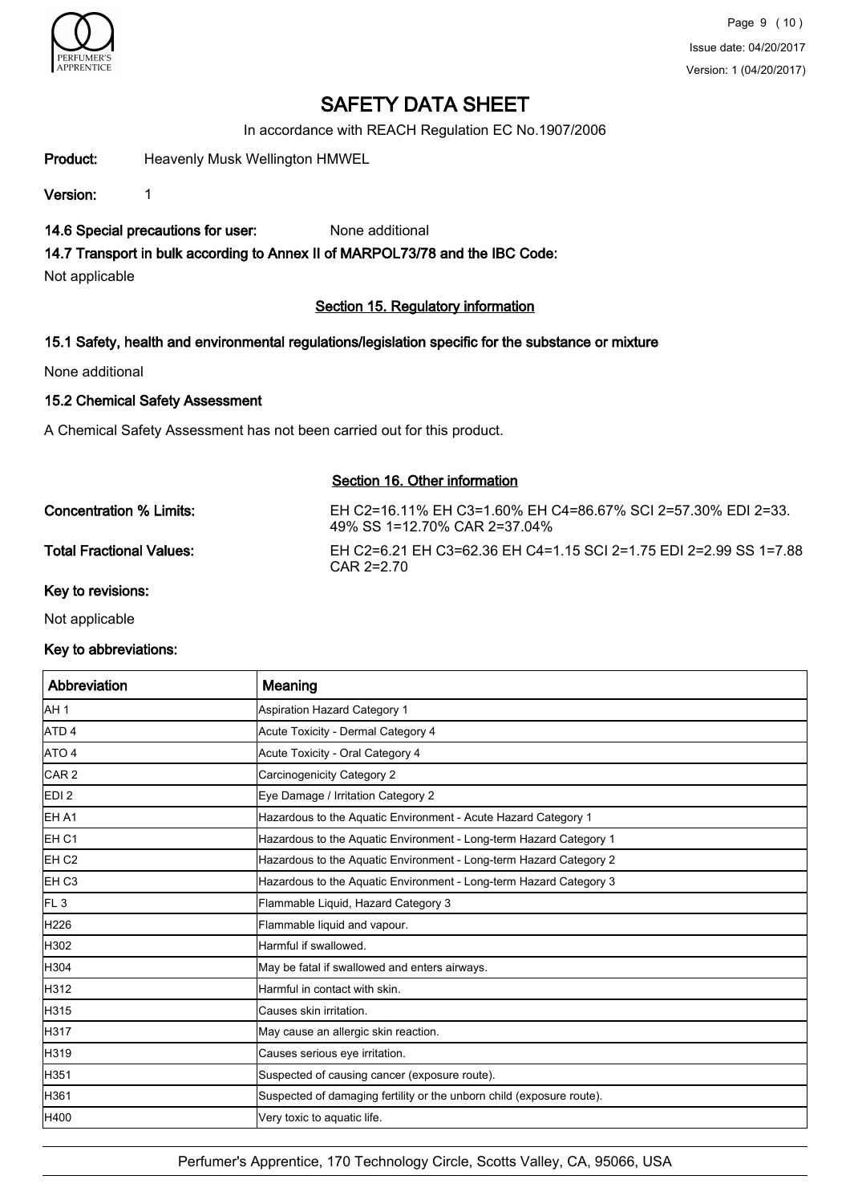# SAFETY DATA SHEET

In accordance with REACH Regulation EC No.1907/2006

**Product:** Heavenly Musk Wellington HMWEL

**Version:** 1

**14.6 Special precautions for user:** None additional

**14.7 Transport in bulk according to Annex II of MARPOL73/78 and the IBC Code:**

Not applicable

## Section 15. Regulatory information

### 15.1 Safety, health and environmental regulations/legislation specific for the substance or mixture

None additional

### 15.2 Chemical Safety Assessment

A Chemical Safety Assessment has not been carried out for this product.

## Section 16. Other information

**Concentration % Limits:** EH C2=16.11% EH C3=1.60% EH C4=86.67% SCI 2=57.30% EDI 2=33.49% SS 1=12.70% CAR 2=37.04%

**Total Fractional Values:** EH C2=6.21 EH C3=62.36 EH C4=1.15 SCI 2=1.75 EDI 2=2.99 SS 1=7.88 CAR 2=2.70

**Key to revisions:**

Not applicable

**Key to abbreviations:**

| Abbreviation | Meaning |
|---|---|
| AH 1 | Aspiration Hazard Category 1 |
| ATD 4 | Acute Toxicity - Dermal Category 4 |
| ATO 4 | Acute Toxicity - Oral Category 4 |
| CAR 2 | Carcinogenicity Category 2 |
| EDI 2 | Eye Damage / Irritation Category 2 |
| EH A1 | Hazardous to the Aquatic Environment - Acute Hazard Category 1 |
| EH C1 | Hazardous to the Aquatic Environment - Long-term Hazard Category 1 |
| EH C2 | Hazardous to the Aquatic Environment - Long-term Hazard Category 2 |
| EH C3 | Hazardous to the Aquatic Environment - Long-term Hazard Category 3 |
| FL 3 | Flammable Liquid, Hazard Category 3 |
| H226 | Flammable liquid and vapour. |
| H302 | Harmful if swallowed. |
| H304 | May be fatal if swallowed and enters airways. |
| H312 | Harmful in contact with skin. |
| H315 | Causes skin irritation. |
| H317 | May cause an allergic skin reaction. |
| H319 | Causes serious eye irritation. |
| H351 | Suspected of causing cancer (exposure route). |
| H361 | Suspected of damaging fertility or the unborn child (exposure route). |
| H400 | Very toxic to aquatic life. |

Perfumer's Apprentice, 170 Technology Circle, Scotts Valley, CA, 95066, USA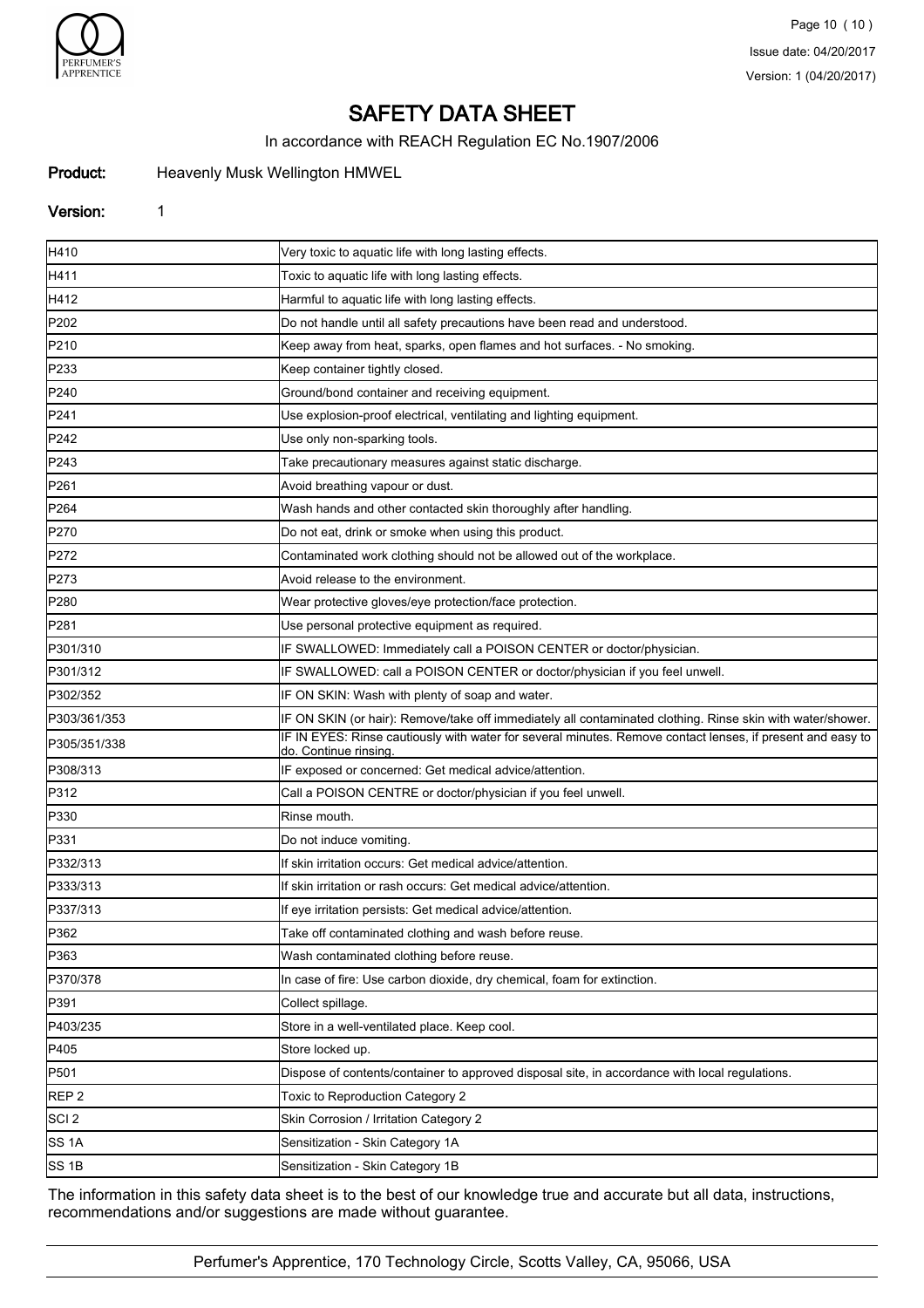# SAFETY DATA SHEET

In accordance with REACH Regulation EC No.1907/2006

**Product:** Heavenly Musk Wellington HMWEL

**Version:** 1

| | |
|---|---|
| H410 | Very toxic to aquatic life with long lasting effects. |
| H411 | Toxic to aquatic life with long lasting effects. |
| H412 | Harmful to aquatic life with long lasting effects. |
| P202 | Do not handle until all safety precautions have been read and understood. |
| P210 | Keep away from heat, sparks, open flames and hot surfaces. - No smoking. |
| P233 | Keep container tightly closed. |
| P240 | Ground/bond container and receiving equipment. |
| P241 | Use explosion-proof electrical, ventilating and lighting equipment. |
| P242 | Use only non-sparking tools. |
| P243 | Take precautionary measures against static discharge. |
| P261 | Avoid breathing vapour or dust. |
| P264 | Wash hands and other contacted skin thoroughly after handling. |
| P270 | Do not eat, drink or smoke when using this product. |
| P272 | Contaminated work clothing should not be allowed out of the workplace. |
| P273 | Avoid release to the environment. |
| P280 | Wear protective gloves/eye protection/face protection. |
| P281 | Use personal protective equipment as required. |
| P301/310 | IF SWALLOWED: Immediately call a POISON CENTER or doctor/physician. |
| P301/312 | IF SWALLOWED: call a POISON CENTER or doctor/physician if you feel unwell. |
| P302/352 | IF ON SKIN: Wash with plenty of soap and water. |
| P303/361/353 | IF ON SKIN (or hair): Remove/take off immediately all contaminated clothing. Rinse skin with water/shower. |
| P305/351/338 | IF IN EYES: Rinse cautiously with water for several minutes. Remove contact lenses, if present and easy to do. Continue rinsing. |
| P308/313 | IF exposed or concerned: Get medical advice/attention. |
| P312 | Call a POISON CENTRE or doctor/physician if you feel unwell. |
| P330 | Rinse mouth. |
| P331 | Do not induce vomiting. |
| P332/313 | If skin irritation occurs: Get medical advice/attention. |
| P333/313 | If skin irritation or rash occurs: Get medical advice/attention. |
| P337/313 | If eye irritation persists: Get medical advice/attention. |
| P362 | Take off contaminated clothing and wash before reuse. |
| P363 | Wash contaminated clothing before reuse. |
| P370/378 | In case of fire: Use carbon dioxide, dry chemical, foam for extinction. |
| P391 | Collect spillage. |
| P403/235 | Store in a well-ventilated place. Keep cool. |
| P405 | Store locked up. |
| P501 | Dispose of contents/container to approved disposal site, in accordance with local regulations. |
| REP 2 | Toxic to Reproduction Category 2 |
| SCI 2 | Skin Corrosion / Irritation Category 2 |
| SS 1A | Sensitization - Skin Category 1A |
| SS 1B | Sensitization - Skin Category 1B |

The information in this safety data sheet is to the best of our knowledge true and accurate but all data, instructions, recommendations and/or suggestions are made without guarantee.

Perfumer's Apprentice, 170 Technology Circle, Scotts Valley, CA, 95066, USA